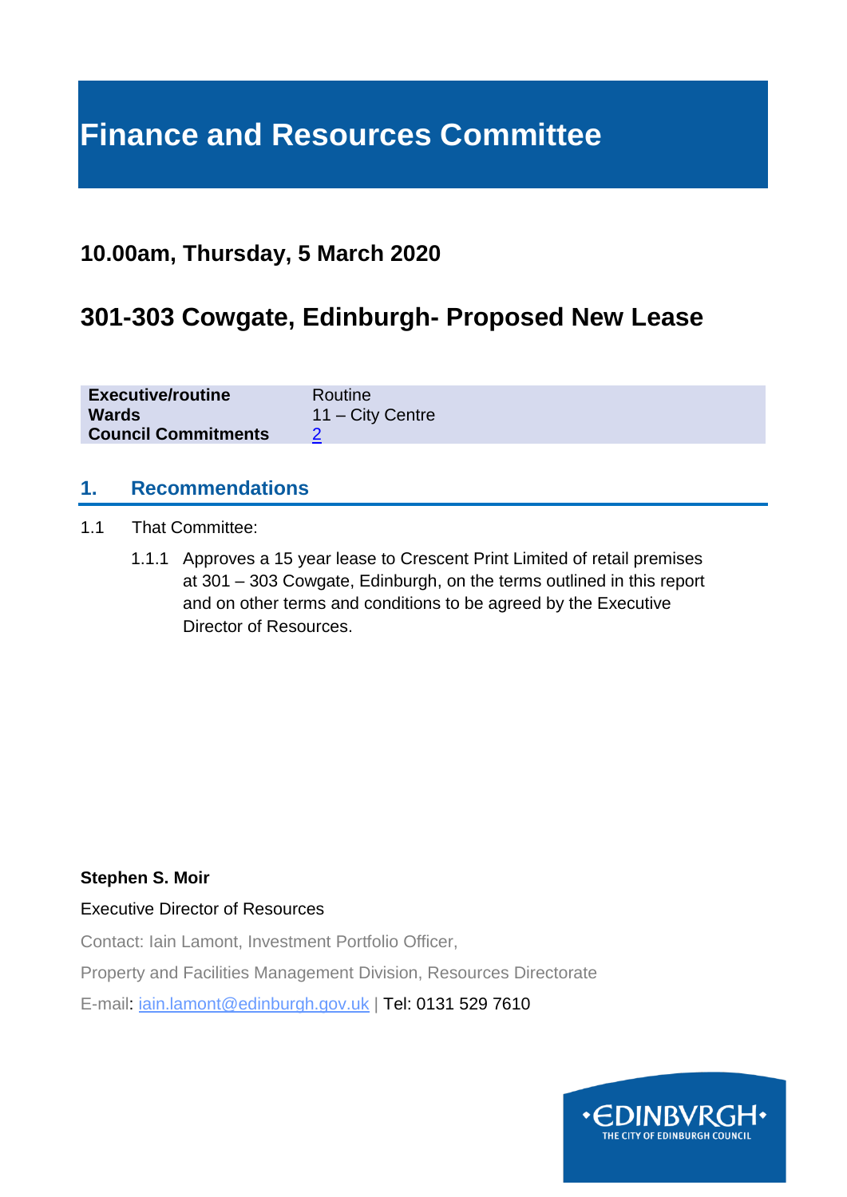# Finance and Resources Committee

## 10.00am, Thursday, 5 March 2020

## 301-303 Cowgate, Edinburgh- Proposed New Lease

| | |
|---|---|
| **Executive/routine** | Routine |
| **Wards** | 11 – City Centre |
| **Council Commitments** | 2 |

### 1. Recommendations

1.1 That Committee:

1.1.1 Approves a 15 year lease to Crescent Print Limited of retail premises at 301 – 303 Cowgate, Edinburgh, on the terms outlined in this report and on other terms and conditions to be agreed by the Executive Director of Resources.

**Stephen S. Moir**

Executive Director of Resources

Contact: Iain Lamont, Investment Portfolio Officer,

Property and Facilities Management Division, Resources Directorate

E-mail: iain.lamont@edinburgh.gov.uk | Tel: 0131 529 7610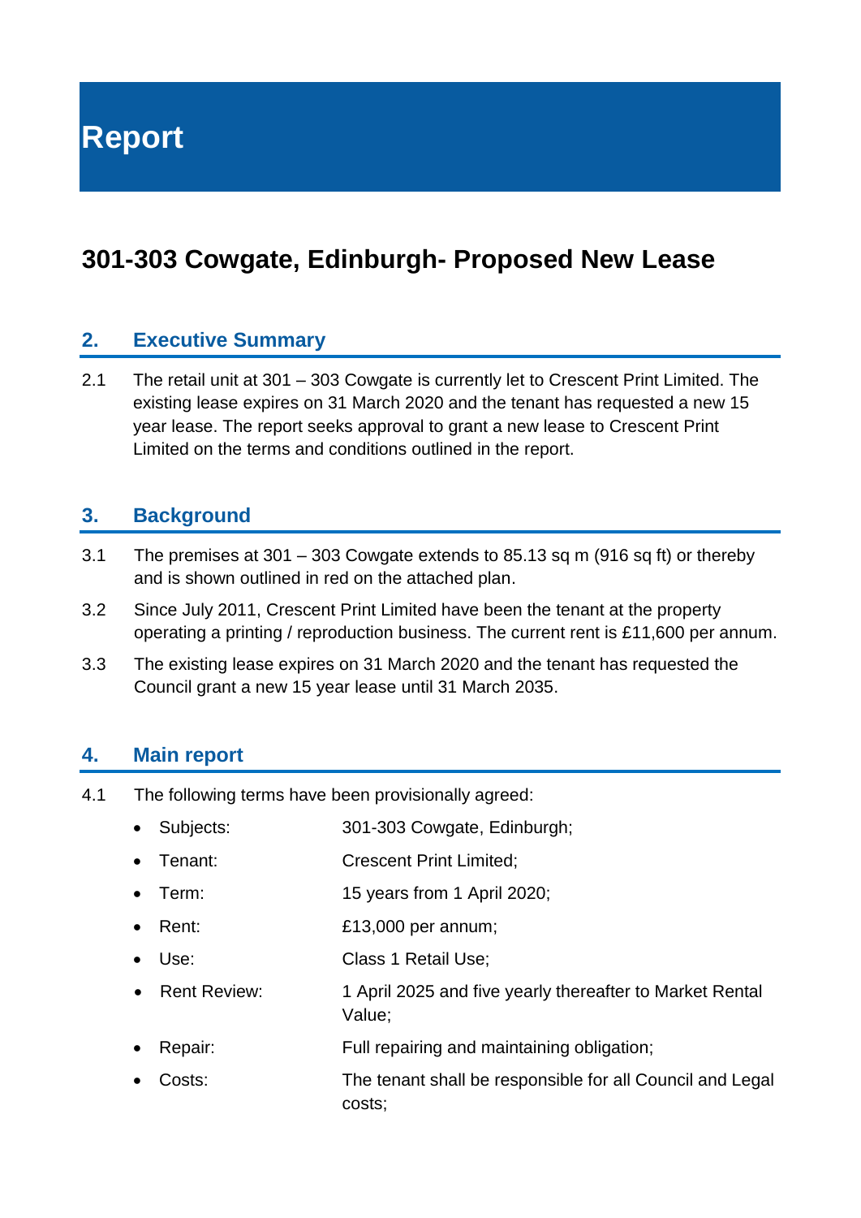# Report

## 301-303 Cowgate, Edinburgh- Proposed New Lease

### 2. Executive Summary

2.1 The retail unit at 301 – 303 Cowgate is currently let to Crescent Print Limited. The existing lease expires on 31 March 2020 and the tenant has requested a new 15 year lease. The report seeks approval to grant a new lease to Crescent Print Limited on the terms and conditions outlined in the report.

### 3. Background

3.1 The premises at 301 – 303 Cowgate extends to 85.13 sq m (916 sq ft) or thereby and is shown outlined in red on the attached plan.

3.2 Since July 2011, Crescent Print Limited have been the tenant at the property operating a printing / reproduction business. The current rent is £11,600 per annum.

3.3 The existing lease expires on 31 March 2020 and the tenant has requested the Council grant a new 15 year lease until 31 March 2035.

### 4. Main report

4.1 The following terms have been provisionally agreed:

- Subjects: 301-303 Cowgate, Edinburgh;
- Tenant: Crescent Print Limited;
- Term: 15 years from 1 April 2020;
- Rent: £13,000 per annum;
- Use: Class 1 Retail Use;
- Rent Review: 1 April 2025 and five yearly thereafter to Market Rental Value;
- Repair: Full repairing and maintaining obligation;
- Costs: The tenant shall be responsible for all Council and Legal costs;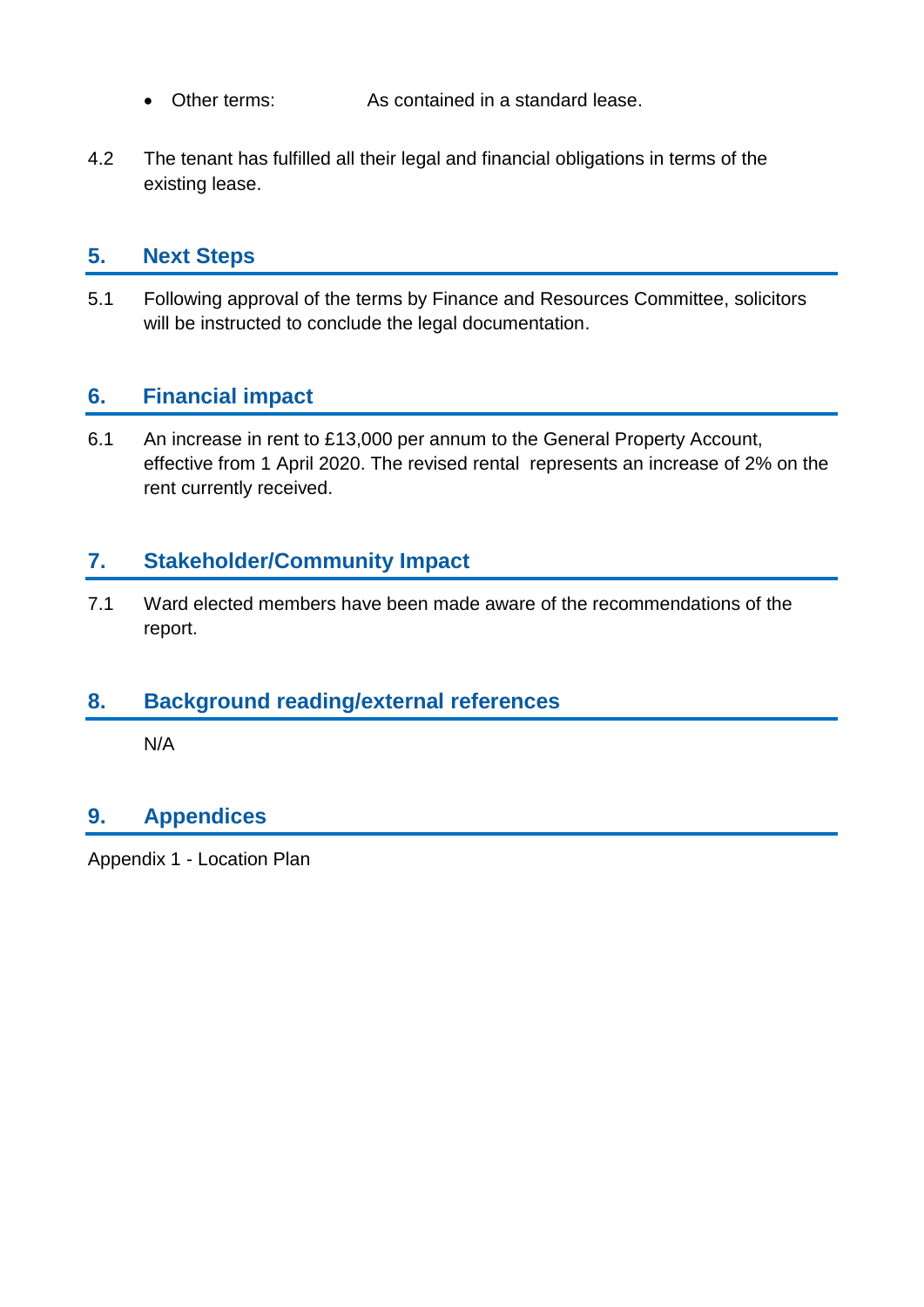- Other terms: As contained in a standard lease.

4.2 The tenant has fulfilled all their legal and financial obligations in terms of the existing lease.

## 5. Next Steps

5.1 Following approval of the terms by Finance and Resources Committee, solicitors will be instructed to conclude the legal documentation.

## 6. Financial impact

6.1 An increase in rent to £13,000 per annum to the General Property Account, effective from 1 April 2020. The revised rental represents an increase of 2% on the rent currently received.

## 7. Stakeholder/Community Impact

7.1 Ward elected members have been made aware of the recommendations of the report.

## 8. Background reading/external references

N/A

## 9. Appendices

Appendix 1 - Location Plan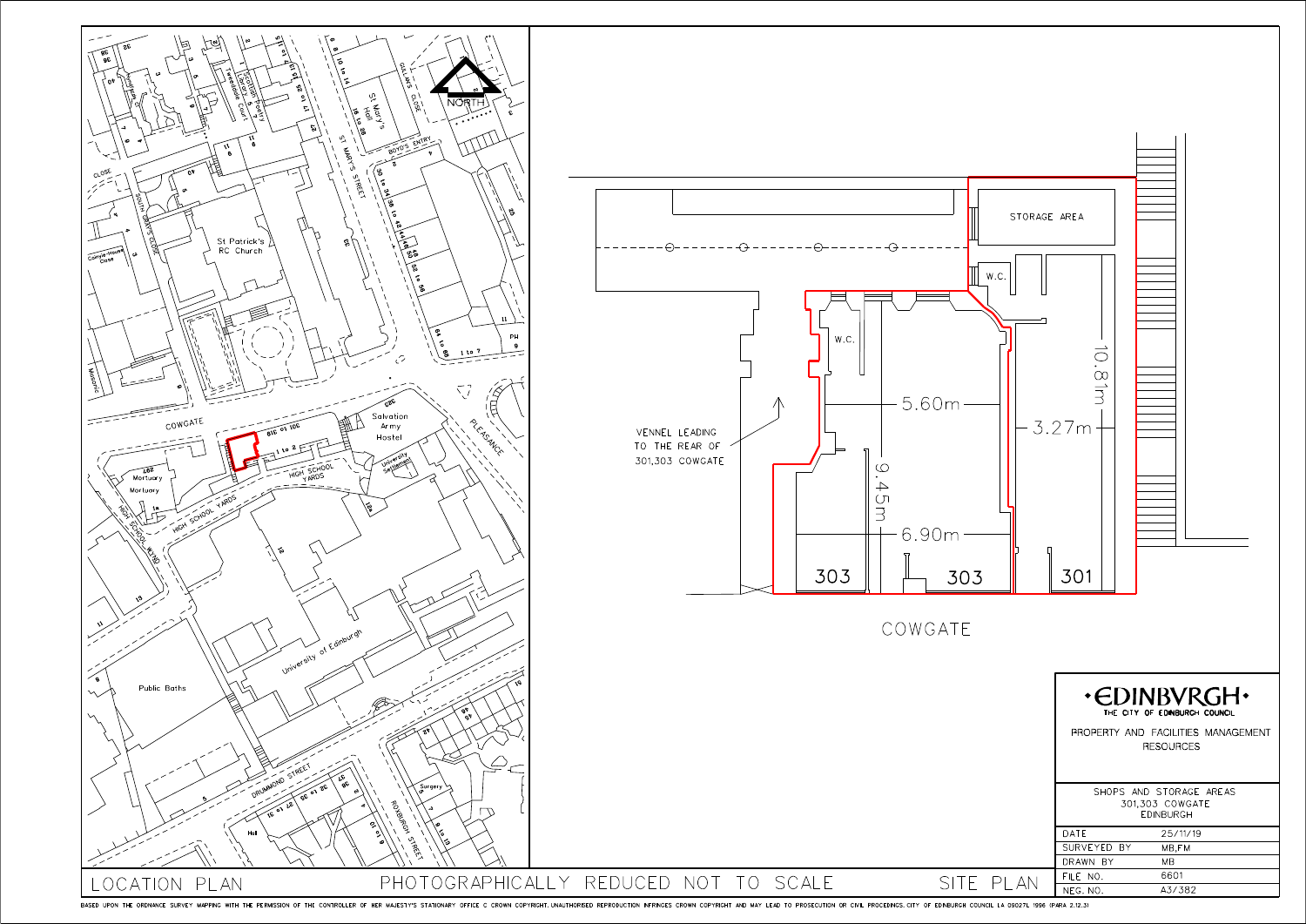LOCATION PLAN

PHOTOGRAPHICALLY REDUCED NOT TO SCALE

SITE PLAN

NORTH

COWGATE

Salvation Army Hostel

HIGH SCHOOL YARDS

St Patrick's RC Church

University of Edinburgh

Public Baths

Mortuary

STORAGE AREA

W.C.

W.C.

5.60m

3.27m

10.81m

9.45m

6.90m

303

303

301

VENNEL LEADING TO THE REAR OF 301,303 COWGATE

COWGATE

·EDINBVRGH·
THE CITY OF EDINBURGH COUNCIL

PROPERTY AND FACILITIES MANAGEMENT RESOURCES

SHOPS AND STORAGE AREAS
301,303 COWGATE
EDINBURGH

| | |
|---|---|
| DATE | 25/11/19 |
| SURVEYED BY | MB,FM |
| DRAWN BY | MB |
| FILE NO. | 6601 |
| NEG. NO. | A3/382 |

BASED UPON THE ORDNANCE SURVEY MAPPING WITH THE PERMISSION OF THE CONTROLLER OF HER MAJESTY'S STATIONARY OFFICE C CROWN COPYRIGHT. UNAUTHORISED REPRODUCTION INFRINGES CROWN COPYRIGHT AND MAY LEAD TO PROSECUTION OR CIVIL PROCEEDINGS. CITY OF EDINBURGH COUNCIL LA 09027L 1996 (PARA 2.12.3)